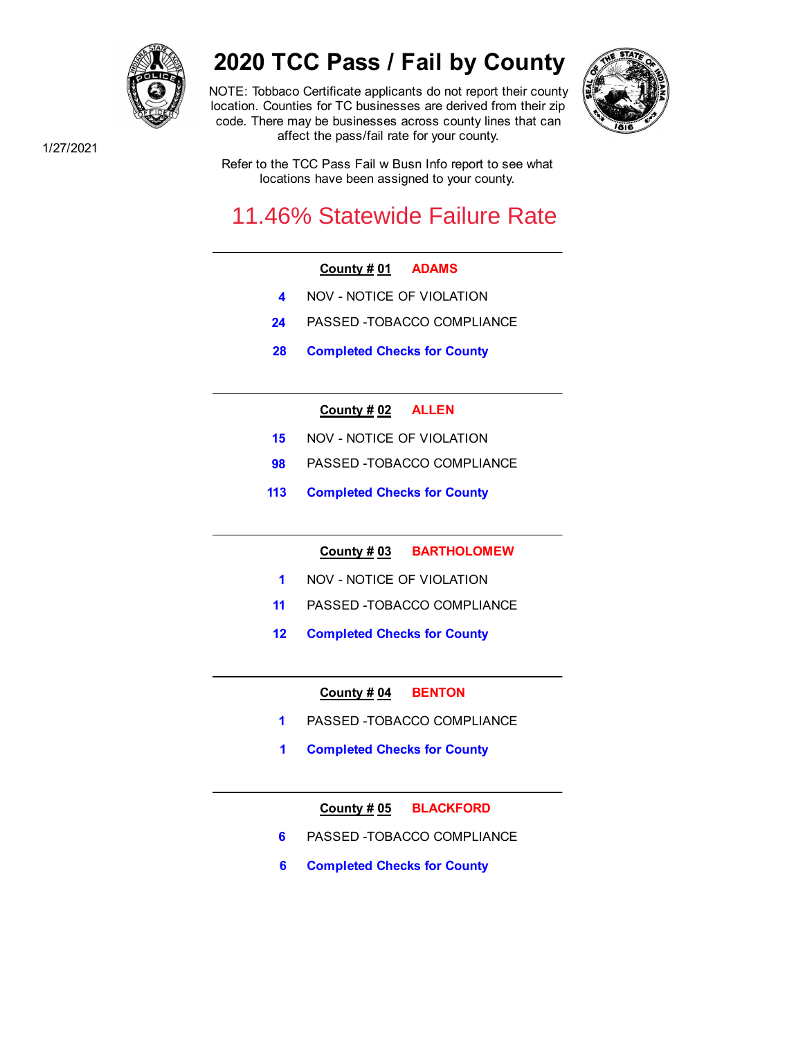# 2020 TCC Pass / Fail by County

1/27/2021

NOTE: Tobbaco Certificate applicants do not report their county location. Counties for TC businesses are derived from their zip code. There may be businesses across county lines that can affect the pass/fail rate for your county.

Refer to the TCC Pass Fail w Busn Info report to see what locations have been assigned to your county.

## 11.46% Statewide Failure Rate

---

**County # 01** **ADAMS**

4 NOV - NOTICE OF VIOLATION

24 PASSED -TOBACCO COMPLIANCE

**28** **Completed Checks for County**

---

**County # 02** **ALLEN**

15 NOV - NOTICE OF VIOLATION

98 PASSED -TOBACCO COMPLIANCE

**113** **Completed Checks for County**

---

**County # 03** **BARTHOLOMEW**

1 NOV - NOTICE OF VIOLATION

11 PASSED -TOBACCO COMPLIANCE

**12** **Completed Checks for County**

---

**County # 04** **BENTON**

1 PASSED -TOBACCO COMPLIANCE

**1** **Completed Checks for County**

---

**County # 05** **BLACKFORD**

6 PASSED -TOBACCO COMPLIANCE

**6** **Completed Checks for County**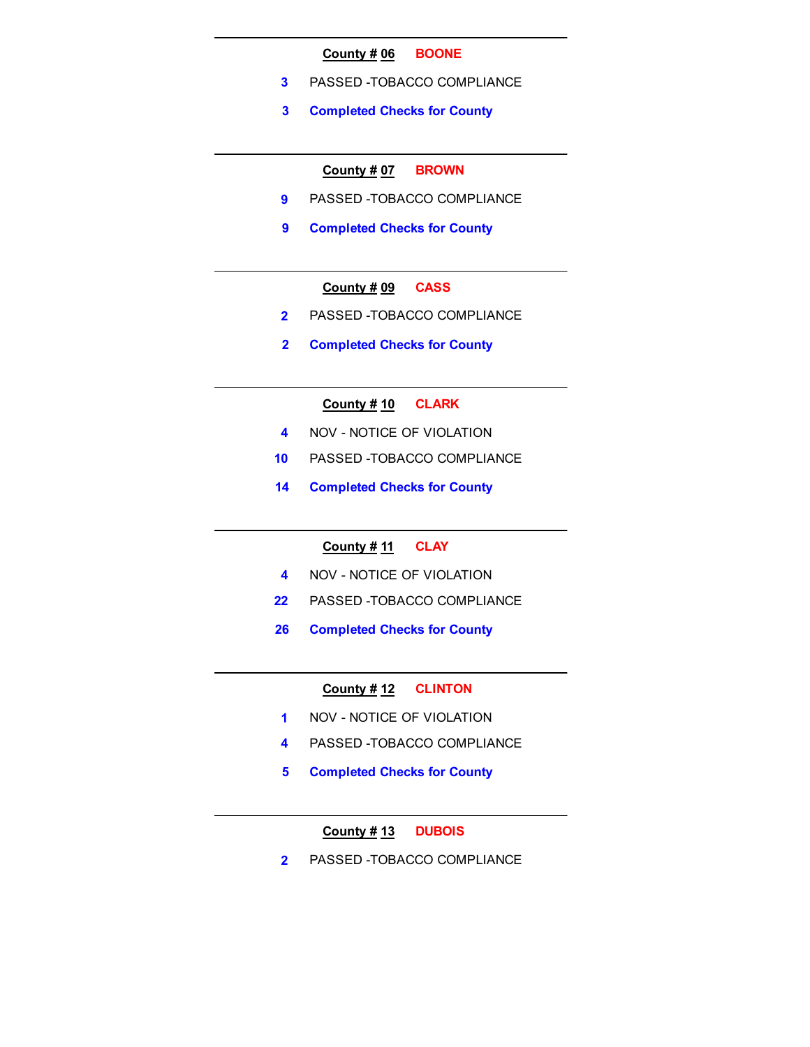---

**County # 06** BOONE

3 PASSED -TOBACCO COMPLIANCE

**3 Completed Checks for County**

---

**County # 07** BROWN

9 PASSED -TOBACCO COMPLIANCE

**9 Completed Checks for County**

---

**County # 09** CASS

2 PASSED -TOBACCO COMPLIANCE

**2 Completed Checks for County**

---

**County # 10** CLARK

4 NOV - NOTICE OF VIOLATION

10 PASSED -TOBACCO COMPLIANCE

**14 Completed Checks for County**

---

**County # 11** CLAY

4 NOV - NOTICE OF VIOLATION

22 PASSED -TOBACCO COMPLIANCE

**26 Completed Checks for County**

---

**County # 12** CLINTON

1 NOV - NOTICE OF VIOLATION

4 PASSED -TOBACCO COMPLIANCE

**5 Completed Checks for County**

---

**County # 13** DUBOIS

2 PASSED -TOBACCO COMPLIANCE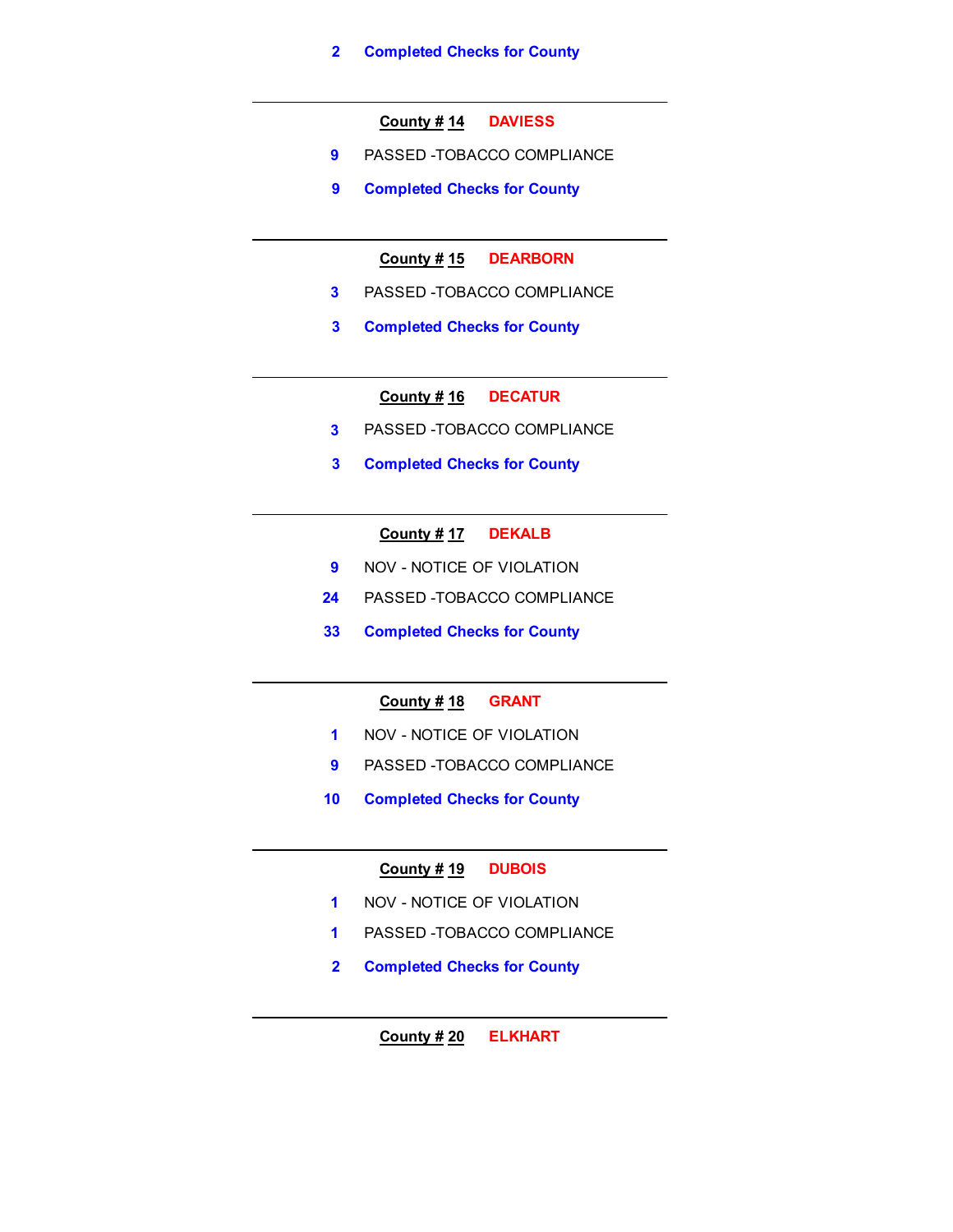2 **Completed Checks for County**

---

**County # 14** **DAVIESS**

9 PASSED -TOBACCO COMPLIANCE

9 **Completed Checks for County**

---

**County # 15** **DEARBORN**

3 PASSED -TOBACCO COMPLIANCE

3 **Completed Checks for County**

---

**County # 16** **DECATUR**

3 PASSED -TOBACCO COMPLIANCE

3 **Completed Checks for County**

---

**County # 17** **DEKALB**

9 NOV - NOTICE OF VIOLATION

24 PASSED -TOBACCO COMPLIANCE

33 **Completed Checks for County**

---

**County # 18** **GRANT**

1 NOV - NOTICE OF VIOLATION

9 PASSED -TOBACCO COMPLIANCE

10 **Completed Checks for County**

---

**County # 19** **DUBOIS**

1 NOV - NOTICE OF VIOLATION

1 PASSED -TOBACCO COMPLIANCE

2 **Completed Checks for County**

---

**County # 20** **ELKHART**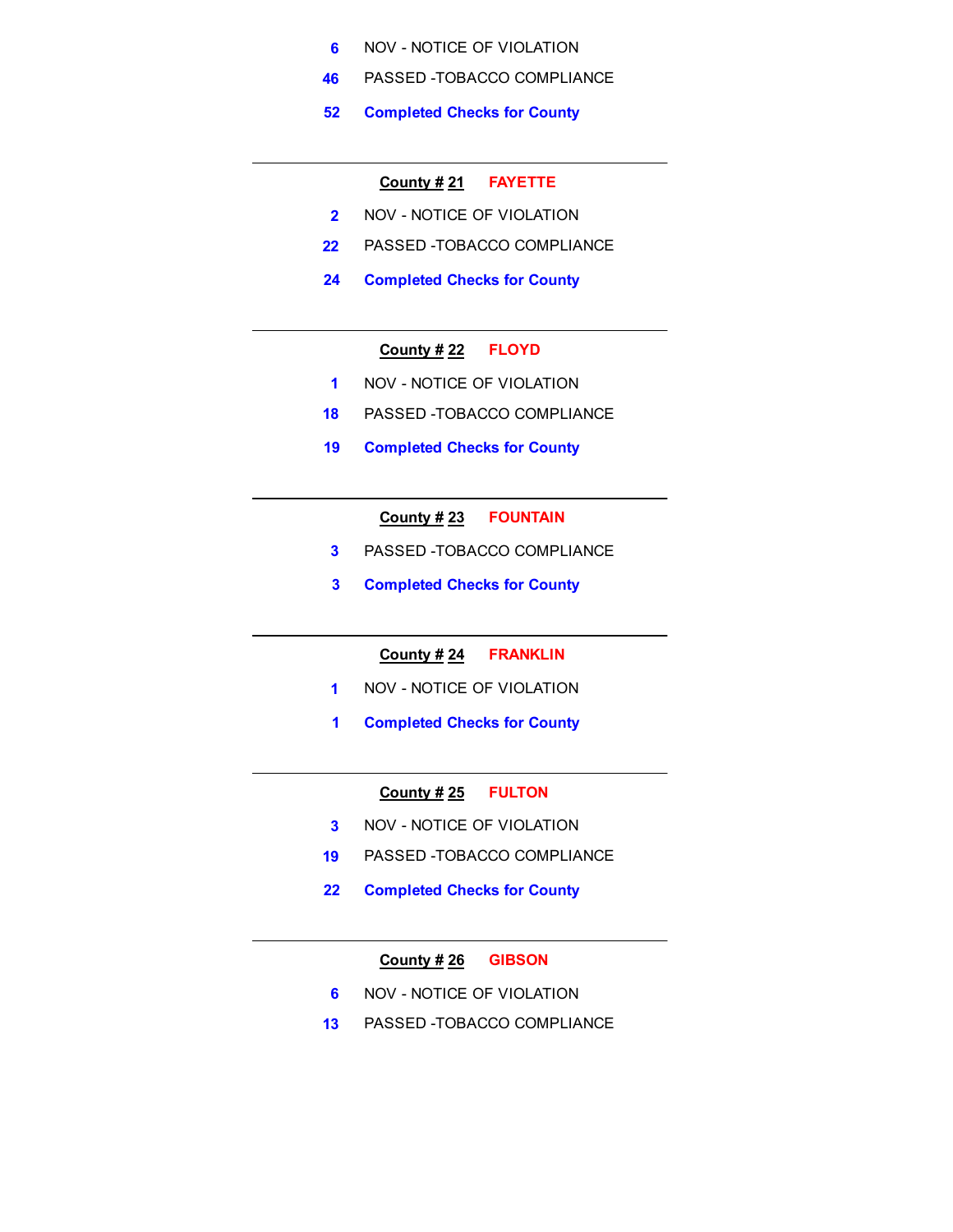6 NOV - NOTICE OF VIOLATION

46 PASSED -TOBACCO COMPLIANCE

**52 Completed Checks for County**

---

**County # 21 FAYETTE**

2 NOV - NOTICE OF VIOLATION

22 PASSED -TOBACCO COMPLIANCE

**24 Completed Checks for County**

---

**County # 22 FLOYD**

1 NOV - NOTICE OF VIOLATION

18 PASSED -TOBACCO COMPLIANCE

**19 Completed Checks for County**

---

**County # 23 FOUNTAIN**

3 PASSED -TOBACCO COMPLIANCE

**3 Completed Checks for County**

---

**County # 24 FRANKLIN**

1 NOV - NOTICE OF VIOLATION

**1 Completed Checks for County**

---

**County # 25 FULTON**

3 NOV - NOTICE OF VIOLATION

19 PASSED -TOBACCO COMPLIANCE

**22 Completed Checks for County**

---

**County # 26 GIBSON**

6 NOV - NOTICE OF VIOLATION

13 PASSED -TOBACCO COMPLIANCE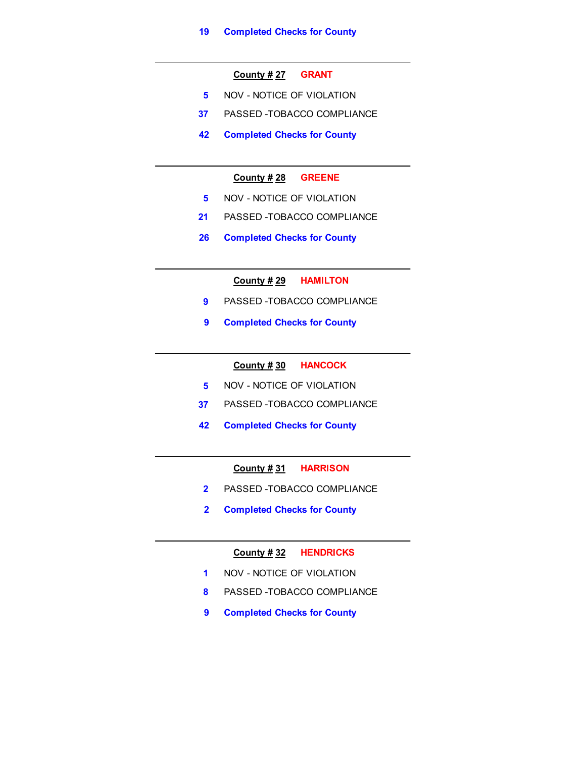19 **Completed Checks for County**

---

**County # 27** **GRANT**

5 NOV - NOTICE OF VIOLATION

37 PASSED -TOBACCO COMPLIANCE

42 **Completed Checks for County**

---

**County # 28** **GREENE**

5 NOV - NOTICE OF VIOLATION

21 PASSED -TOBACCO COMPLIANCE

26 **Completed Checks for County**

---

**County # 29** **HAMILTON**

9 PASSED -TOBACCO COMPLIANCE

9 **Completed Checks for County**

---

**County # 30** **HANCOCK**

5 NOV - NOTICE OF VIOLATION

37 PASSED -TOBACCO COMPLIANCE

42 **Completed Checks for County**

---

**County # 31** **HARRISON**

2 PASSED -TOBACCO COMPLIANCE

2 **Completed Checks for County**

---

**County # 32** **HENDRICKS**

1 NOV - NOTICE OF VIOLATION

8 PASSED -TOBACCO COMPLIANCE

9 **Completed Checks for County**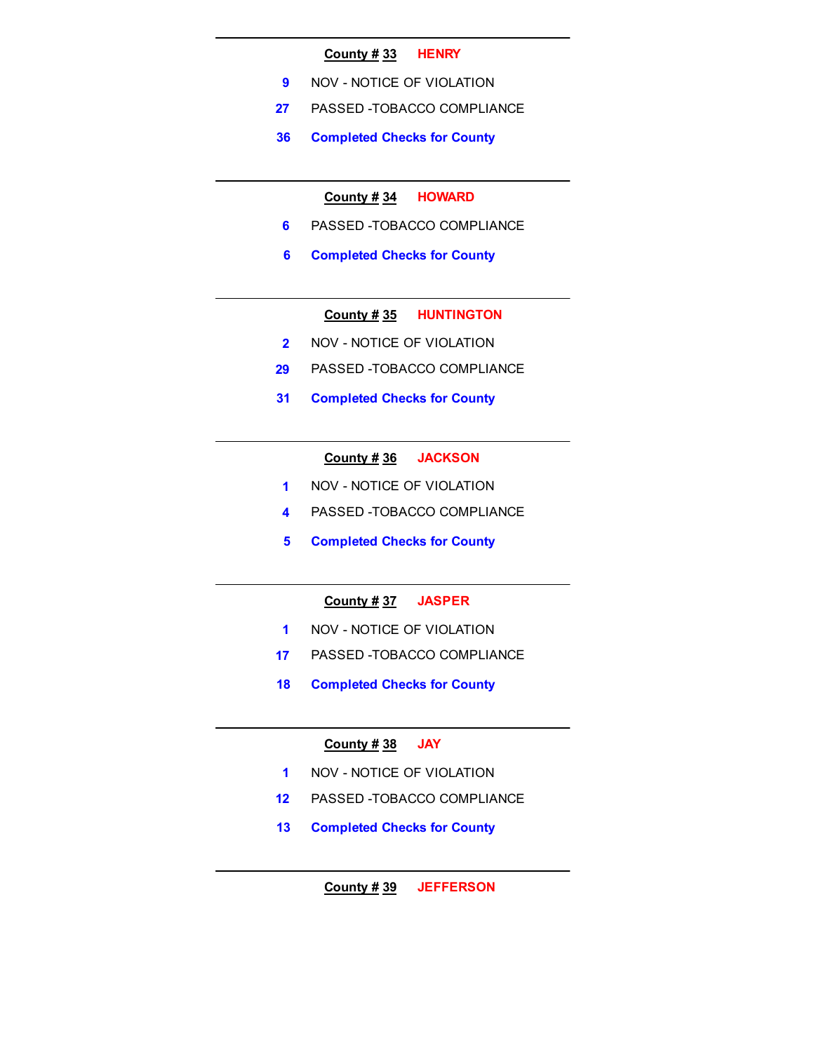---

**County # 33** HENRY

9 NOV - NOTICE OF VIOLATION

27 PASSED -TOBACCO COMPLIANCE

**36 Completed Checks for County**

---

**County # 34** HOWARD

6 PASSED -TOBACCO COMPLIANCE

**6 Completed Checks for County**

---

**County # 35** HUNTINGTON

2 NOV - NOTICE OF VIOLATION

29 PASSED -TOBACCO COMPLIANCE

**31 Completed Checks for County**

---

**County # 36** JACKSON

1 NOV - NOTICE OF VIOLATION

4 PASSED -TOBACCO COMPLIANCE

**5 Completed Checks for County**

---

**County # 37** JASPER

1 NOV - NOTICE OF VIOLATION

17 PASSED -TOBACCO COMPLIANCE

**18 Completed Checks for County**

---

**County # 38** JAY

1 NOV - NOTICE OF VIOLATION

12 PASSED -TOBACCO COMPLIANCE

**13 Completed Checks for County**

---

**County # 39** JEFFERSON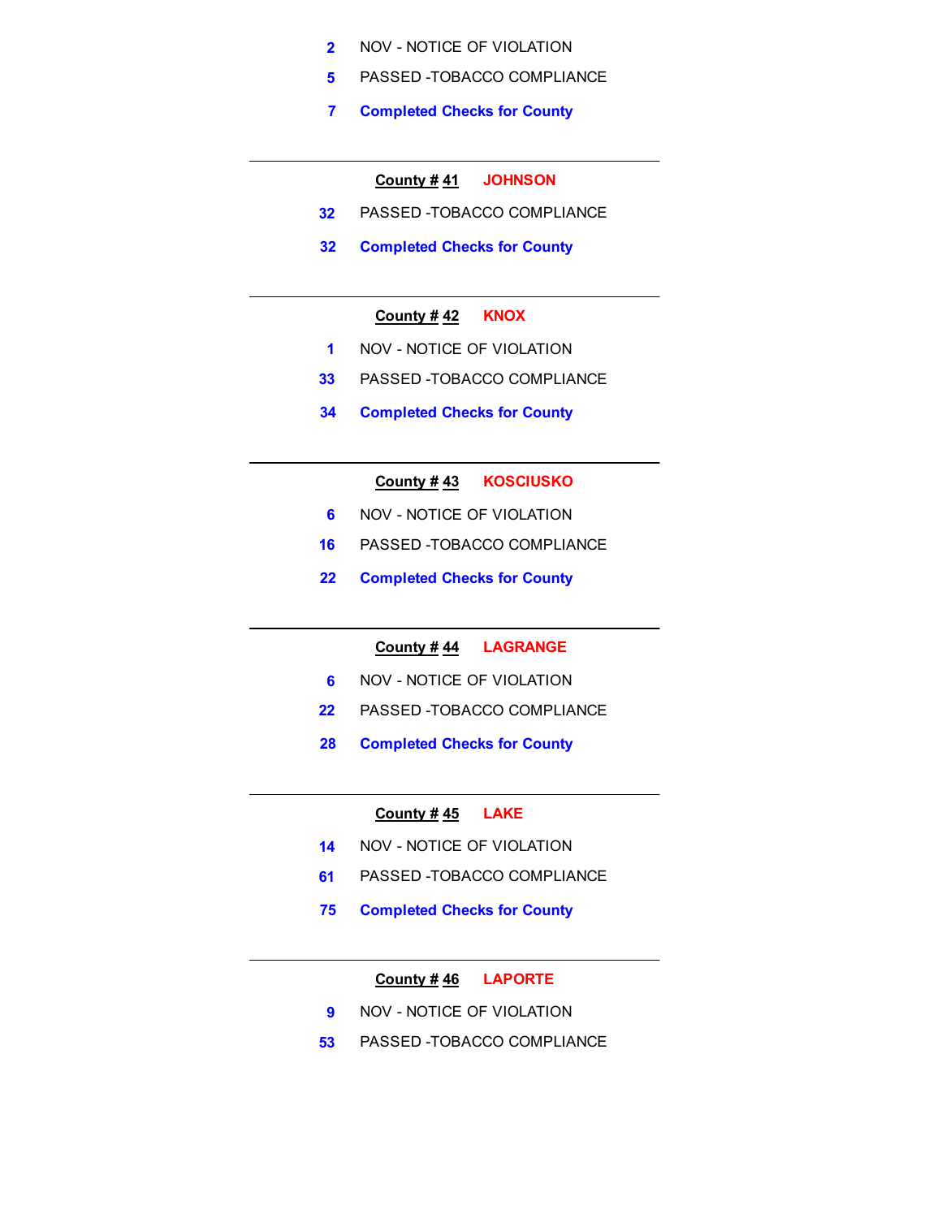2 NOV - NOTICE OF VIOLATION

5 PASSED -TOBACCO COMPLIANCE

**7 Completed Checks for County**

---

**County # 41 JOHNSON**

32 PASSED -TOBACCO COMPLIANCE

**32 Completed Checks for County**

---

**County # 42 KNOX**

1 NOV - NOTICE OF VIOLATION

33 PASSED -TOBACCO COMPLIANCE

**34 Completed Checks for County**

---

**County # 43 KOSCIUSKO**

6 NOV - NOTICE OF VIOLATION

16 PASSED -TOBACCO COMPLIANCE

**22 Completed Checks for County**

---

**County # 44 LAGRANGE**

6 NOV - NOTICE OF VIOLATION

22 PASSED -TOBACCO COMPLIANCE

**28 Completed Checks for County**

---

**County # 45 LAKE**

14 NOV - NOTICE OF VIOLATION

61 PASSED -TOBACCO COMPLIANCE

**75 Completed Checks for County**

---

**County # 46 LAPORTE**

9 NOV - NOTICE OF VIOLATION

53 PASSED -TOBACCO COMPLIANCE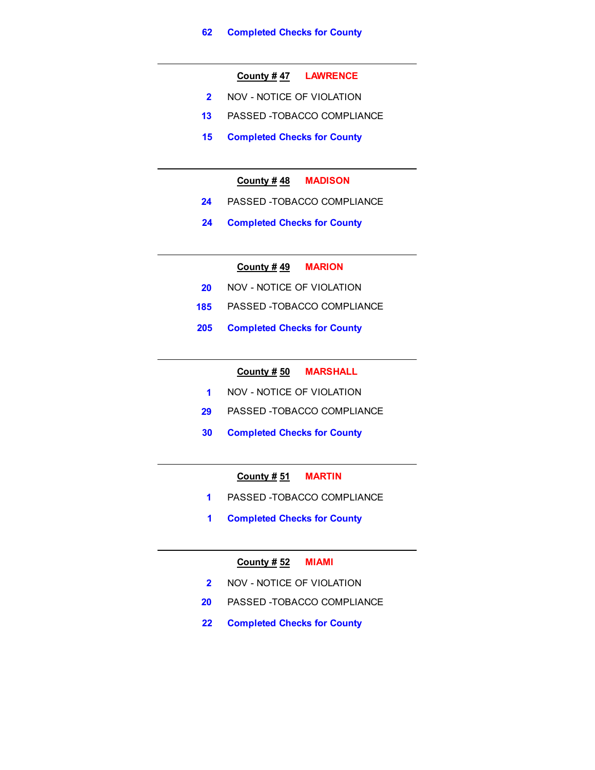**62 Completed Checks for County**

---

**County # 47 LAWRENCE**

2 NOV - NOTICE OF VIOLATION

13 PASSED -TOBACCO COMPLIANCE

**15 Completed Checks for County**

---

**County # 48 MADISON**

24 PASSED -TOBACCO COMPLIANCE

**24 Completed Checks for County**

---

**County # 49 MARION**

20 NOV - NOTICE OF VIOLATION

185 PASSED -TOBACCO COMPLIANCE

**205 Completed Checks for County**

---

**County # 50 MARSHALL**

1 NOV - NOTICE OF VIOLATION

29 PASSED -TOBACCO COMPLIANCE

**30 Completed Checks for County**

---

**County # 51 MARTIN**

1 PASSED -TOBACCO COMPLIANCE

**1 Completed Checks for County**

---

**County # 52 MIAMI**

2 NOV - NOTICE OF VIOLATION

20 PASSED -TOBACCO COMPLIANCE

**22 Completed Checks for County**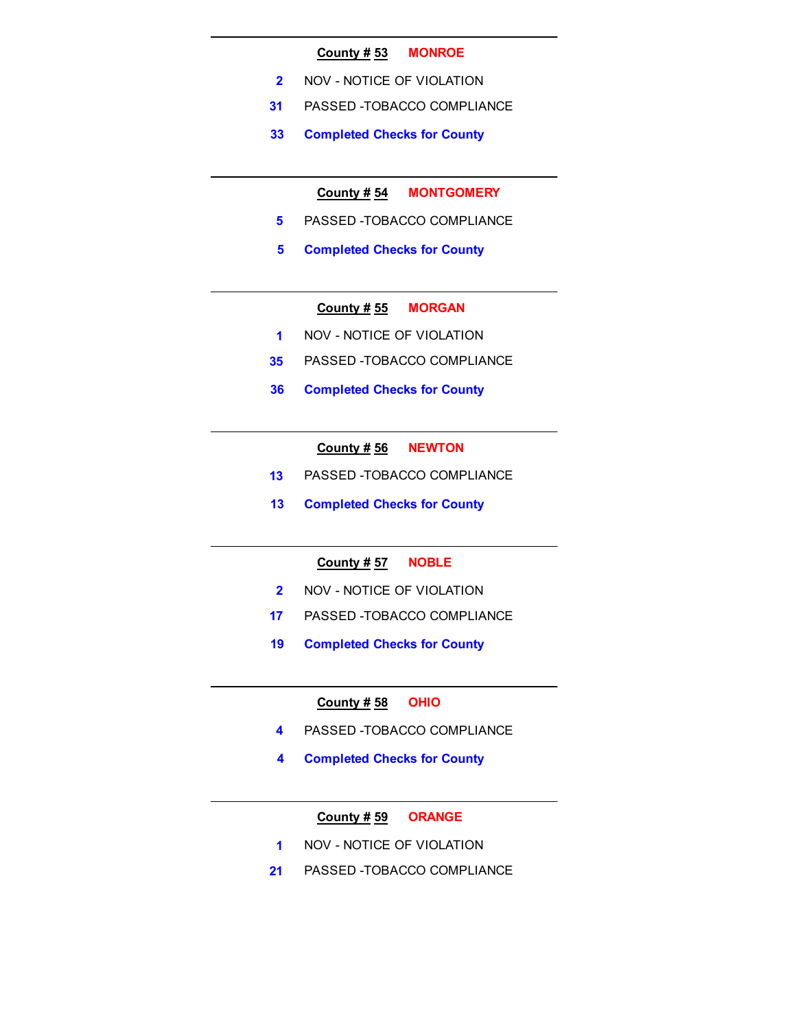---

**County # 53** **MONROE**

2 NOV - NOTICE OF VIOLATION

31 PASSED -TOBACCO COMPLIANCE

**33 Completed Checks for County**

---

**County # 54** **MONTGOMERY**

5 PASSED -TOBACCO COMPLIANCE

**5 Completed Checks for County**

---

**County # 55** **MORGAN**

1 NOV - NOTICE OF VIOLATION

35 PASSED -TOBACCO COMPLIANCE

**36 Completed Checks for County**

---

**County # 56** **NEWTON**

13 PASSED -TOBACCO COMPLIANCE

**13 Completed Checks for County**

---

**County # 57** **NOBLE**

2 NOV - NOTICE OF VIOLATION

17 PASSED -TOBACCO COMPLIANCE

**19 Completed Checks for County**

---

**County # 58** **OHIO**

4 PASSED -TOBACCO COMPLIANCE

**4 Completed Checks for County**

---

**County # 59** **ORANGE**

1 NOV - NOTICE OF VIOLATION

21 PASSED -TOBACCO COMPLIANCE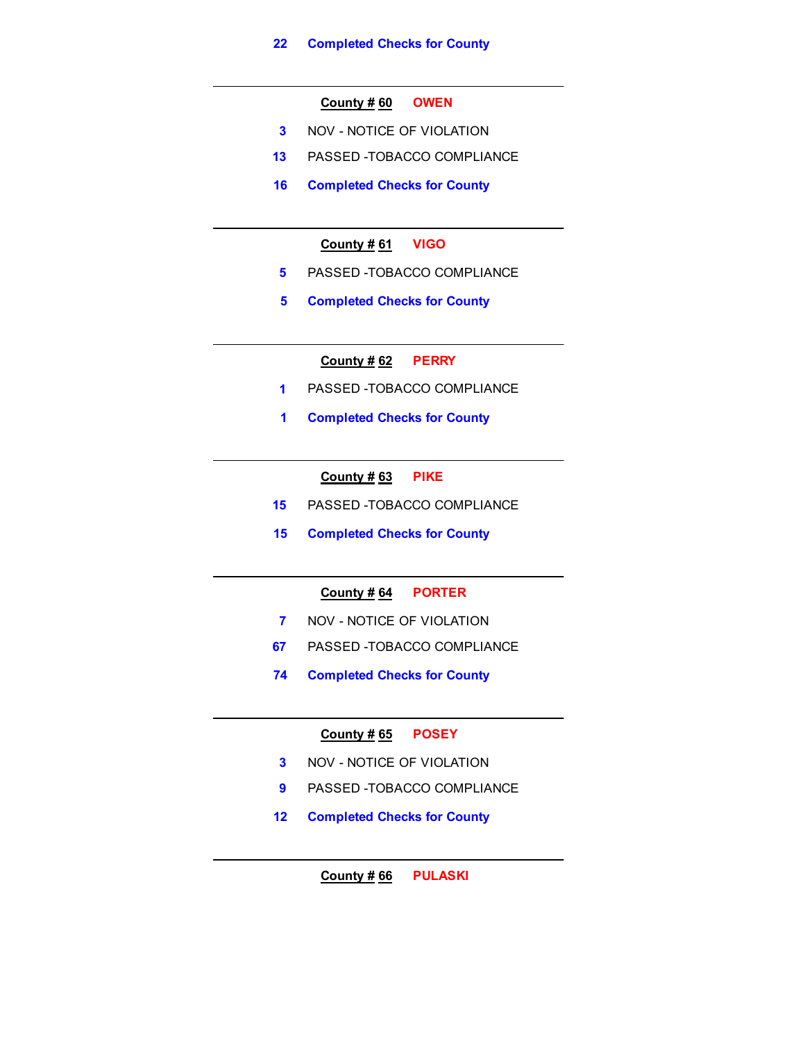**22** **Completed Checks for County**

---

**County # 60** **OWEN**

3 NOV - NOTICE OF VIOLATION

13 PASSED -TOBACCO COMPLIANCE

**16** **Completed Checks for County**

---

**County # 61** **VIGO**

5 PASSED -TOBACCO COMPLIANCE

**5** **Completed Checks for County**

---

**County # 62** **PERRY**

1 PASSED -TOBACCO COMPLIANCE

**1** **Completed Checks for County**

---

**County # 63** **PIKE**

15 PASSED -TOBACCO COMPLIANCE

**15** **Completed Checks for County**

---

**County # 64** **PORTER**

7 NOV - NOTICE OF VIOLATION

67 PASSED -TOBACCO COMPLIANCE

**74** **Completed Checks for County**

---

**County # 65** **POSEY**

3 NOV - NOTICE OF VIOLATION

9 PASSED -TOBACCO COMPLIANCE

**12** **Completed Checks for County**

---

**County # 66** **PULASKI**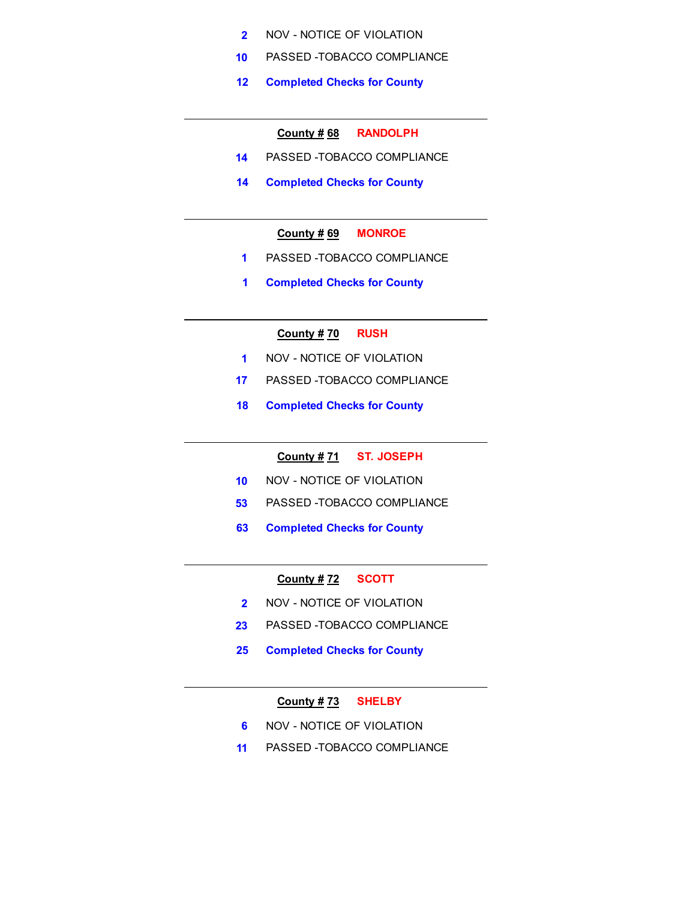2 NOV - NOTICE OF VIOLATION

10 PASSED -TOBACCO COMPLIANCE

**12 Completed Checks for County**

---

**County # 68** **RANDOLPH**

14 PASSED -TOBACCO COMPLIANCE

**14 Completed Checks for County**

---

**County # 69** **MONROE**

1 PASSED -TOBACCO COMPLIANCE

**1 Completed Checks for County**

---

**County # 70** **RUSH**

1 NOV - NOTICE OF VIOLATION

17 PASSED -TOBACCO COMPLIANCE

**18 Completed Checks for County**

---

**County # 71** **ST. JOSEPH**

10 NOV - NOTICE OF VIOLATION

53 PASSED -TOBACCO COMPLIANCE

**63 Completed Checks for County**

---

**County # 72** **SCOTT**

2 NOV - NOTICE OF VIOLATION

23 PASSED -TOBACCO COMPLIANCE

**25 Completed Checks for County**

---

**County # 73** **SHELBY**

6 NOV - NOTICE OF VIOLATION

11 PASSED -TOBACCO COMPLIANCE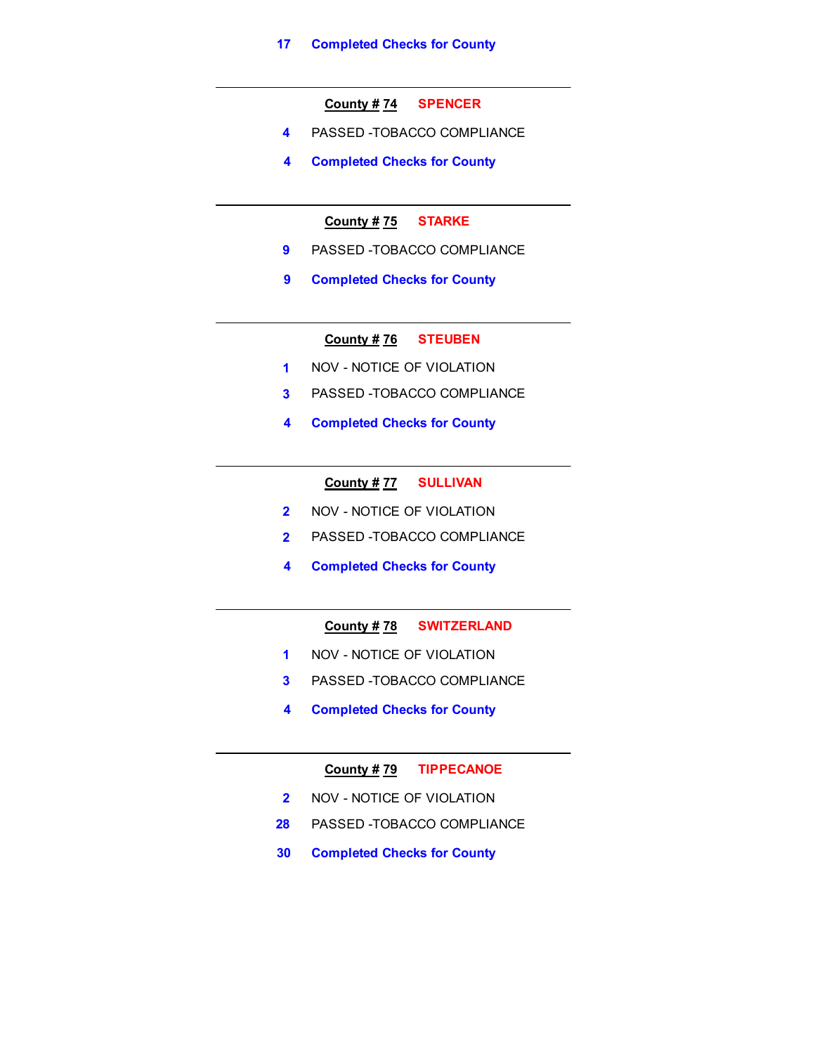17 **Completed Checks for County**

---

**County # 74** **SPENCER**

4 PASSED -TOBACCO COMPLIANCE

4 **Completed Checks for County**

---

**County # 75** **STARKE**

9 PASSED -TOBACCO COMPLIANCE

9 **Completed Checks for County**

---

**County # 76** **STEUBEN**

1 NOV - NOTICE OF VIOLATION

3 PASSED -TOBACCO COMPLIANCE

4 **Completed Checks for County**

---

**County # 77** **SULLIVAN**

2 NOV - NOTICE OF VIOLATION

2 PASSED -TOBACCO COMPLIANCE

4 **Completed Checks for County**

---

**County # 78** **SWITZERLAND**

1 NOV - NOTICE OF VIOLATION

3 PASSED -TOBACCO COMPLIANCE

4 **Completed Checks for County**

---

**County # 79** **TIPPECANOE**

2 NOV - NOTICE OF VIOLATION

28 PASSED -TOBACCO COMPLIANCE

30 **Completed Checks for County**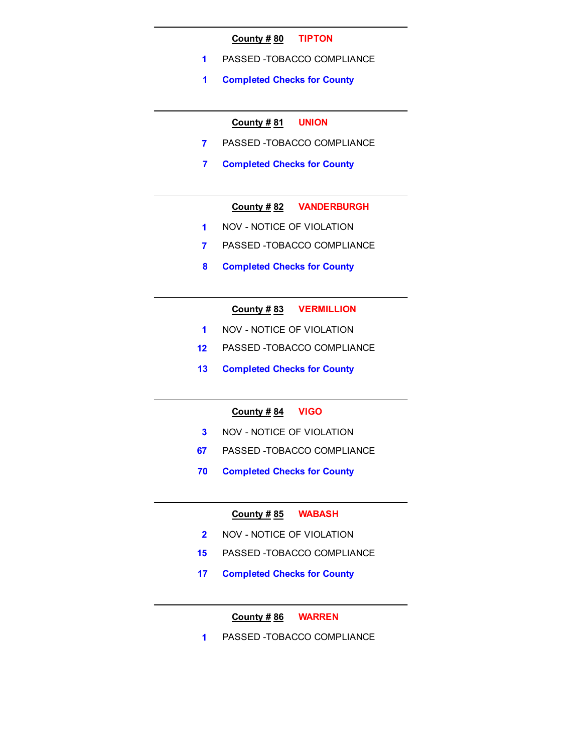---

**County # 80** TIPTON

1 PASSED -TOBACCO COMPLIANCE

**1 Completed Checks for County**

---

**County # 81** UNION

7 PASSED -TOBACCO COMPLIANCE

**7 Completed Checks for County**

---

**County # 82** VANDERBURGH

1 NOV - NOTICE OF VIOLATION

7 PASSED -TOBACCO COMPLIANCE

**8 Completed Checks for County**

---

**County # 83** VERMILLION

1 NOV - NOTICE OF VIOLATION

12 PASSED -TOBACCO COMPLIANCE

**13 Completed Checks for County**

---

**County # 84** VIGO

3 NOV - NOTICE OF VIOLATION

67 PASSED -TOBACCO COMPLIANCE

**70 Completed Checks for County**

---

**County # 85** WABASH

2 NOV - NOTICE OF VIOLATION

15 PASSED -TOBACCO COMPLIANCE

**17 Completed Checks for County**

---

**County # 86** WARREN

1 PASSED -TOBACCO COMPLIANCE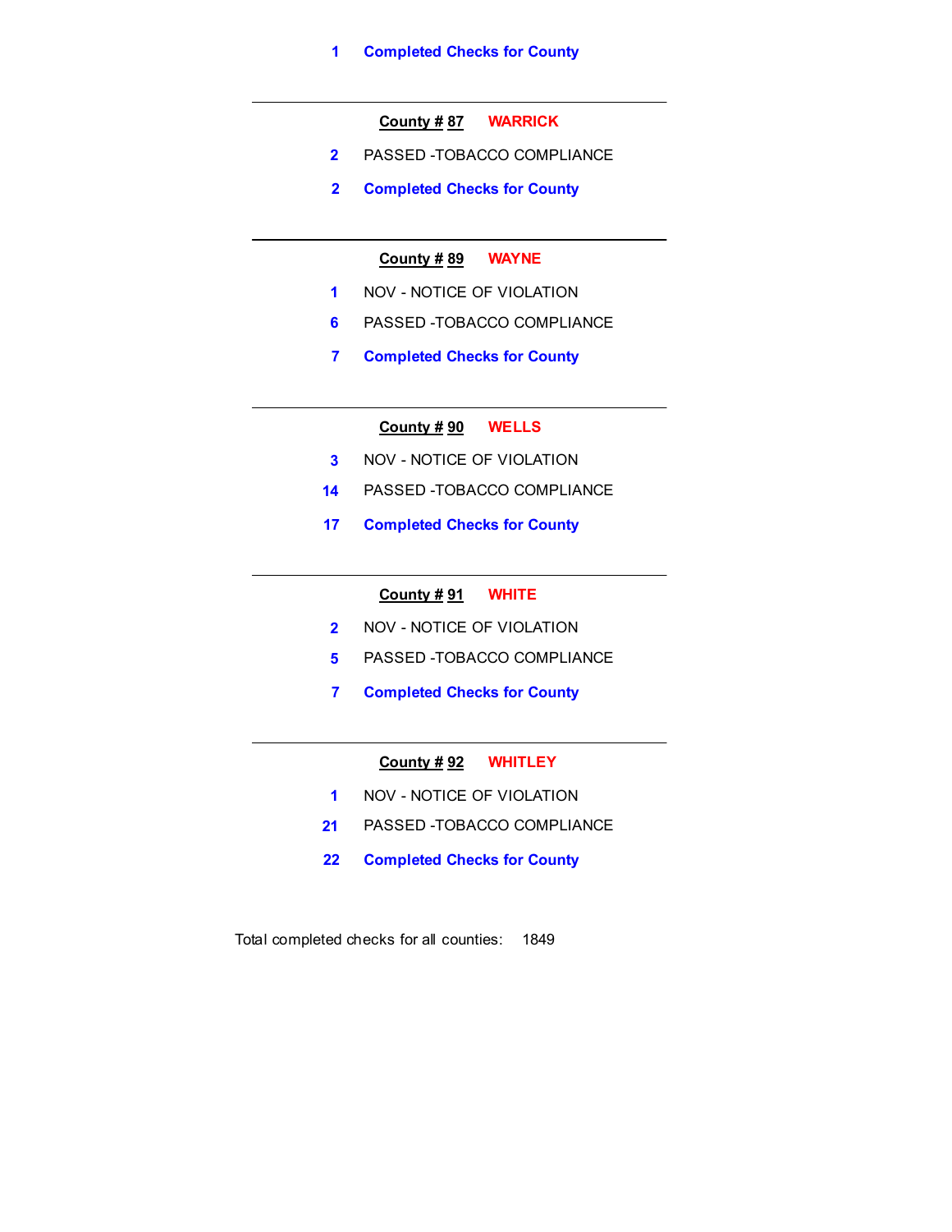**1** **Completed Checks for County**

---

**County # 87** **WARRICK**

**2** PASSED -TOBACCO COMPLIANCE

**2** **Completed Checks for County**

---

**County # 89** **WAYNE**

**1** NOV - NOTICE OF VIOLATION

**6** PASSED -TOBACCO COMPLIANCE

**7** **Completed Checks for County**

---

**County # 90** **WELLS**

**3** NOV - NOTICE OF VIOLATION

**14** PASSED -TOBACCO COMPLIANCE

**17** **Completed Checks for County**

---

**County # 91** **WHITE**

**2** NOV - NOTICE OF VIOLATION

**5** PASSED -TOBACCO COMPLIANCE

**7** **Completed Checks for County**

---

**County # 92** **WHITLEY**

**1** NOV - NOTICE OF VIOLATION

**21** PASSED -TOBACCO COMPLIANCE

**22** **Completed Checks for County**

Total completed checks for all counties: 1849